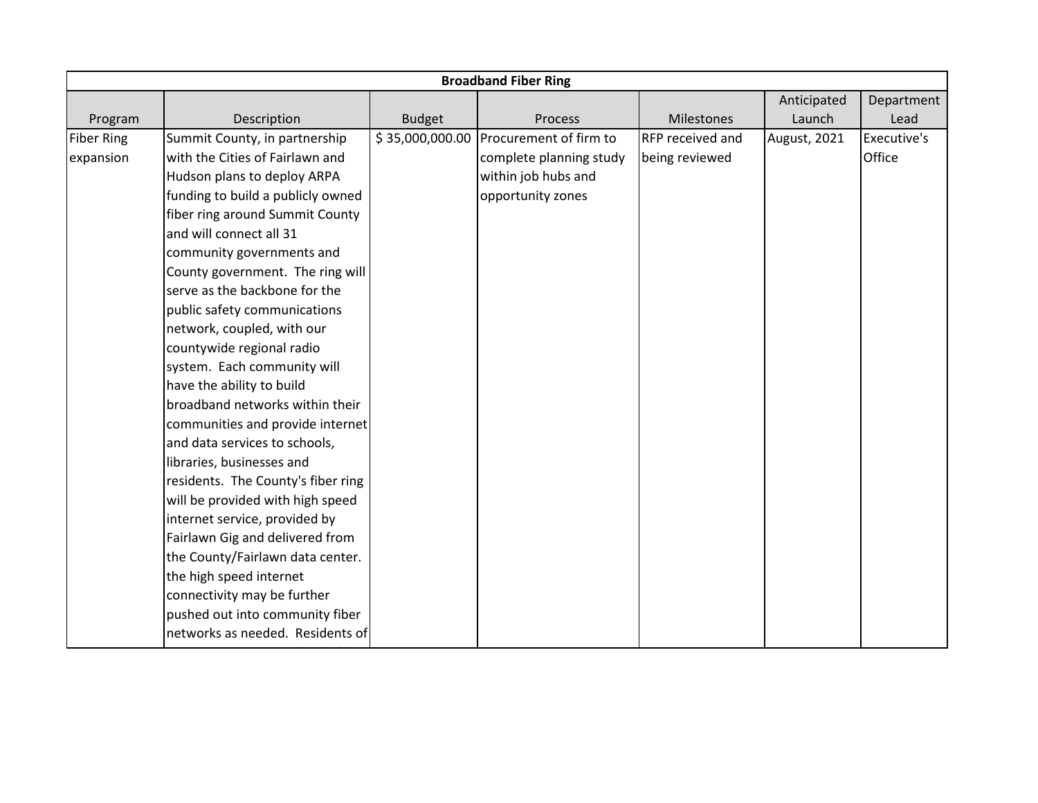| Broadband Fiber Ring | | | | | | |
|---|---|---|---|---|---|---|
| Program | Description | Budget | Process | Milestones | Anticipated Launch | Department Lead |
| Fiber Ring expansion | Summit County, in partnership with the Cities of Fairlawn and Hudson plans to deploy ARPA funding to build a publicly owned fiber ring around Summit County and will connect all 31 community governments and County government. The ring will serve as the backbone for the public safety communications network, coupled, with our countywide regional radio system. Each community will have the ability to build broadband networks within their communities and provide internet and data services to schools, libraries, businesses and residents. The County's fiber ring will be provided with high speed internet service, provided by Fairlawn Gig and delivered from the County/Fairlawn data center. the high speed internet connectivity may be further pushed out into community fiber networks as needed. Residents of | $ 35,000,000.00 | Procurement of firm to complete planning study within job hubs and opportunity zones | RFP received and being reviewed | August, 2021 | Executive's Office |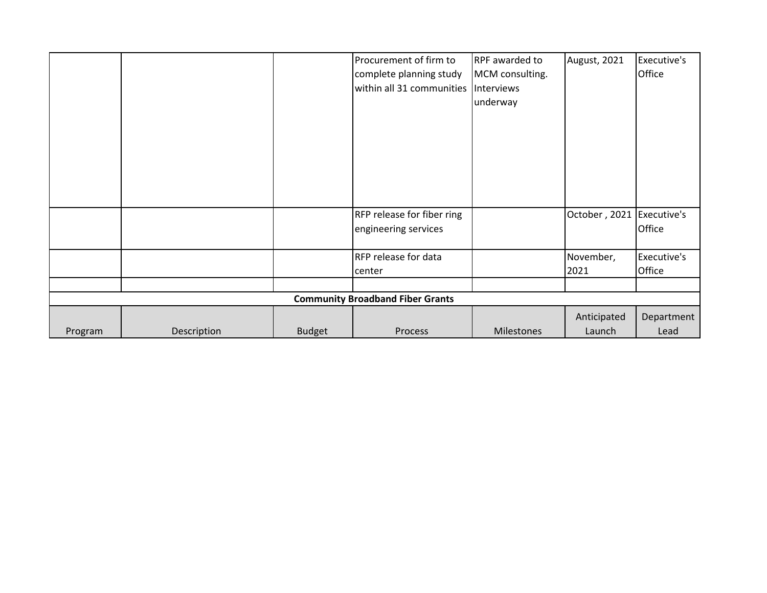| | | | | | | |
|---|---|---|---|---|---|---|
| | | | Procurement of firm to complete planning study within all 31 communities | RPF awarded to MCM consulting. Interviews underway | August, 2021 | Executive's Office |
| | | | RFP release for fiber ring engineering services | | October , 2021 | Executive's Office |
| | | | RFP release for data center | | November, 2021 | Executive's Office |
| | | | | | | |

**Community Broadband Fiber Grants**

| Program | Description | Budget | Process | Milestones | Anticipated Launch | Department Lead |
|---|---|---|---|---|---|---|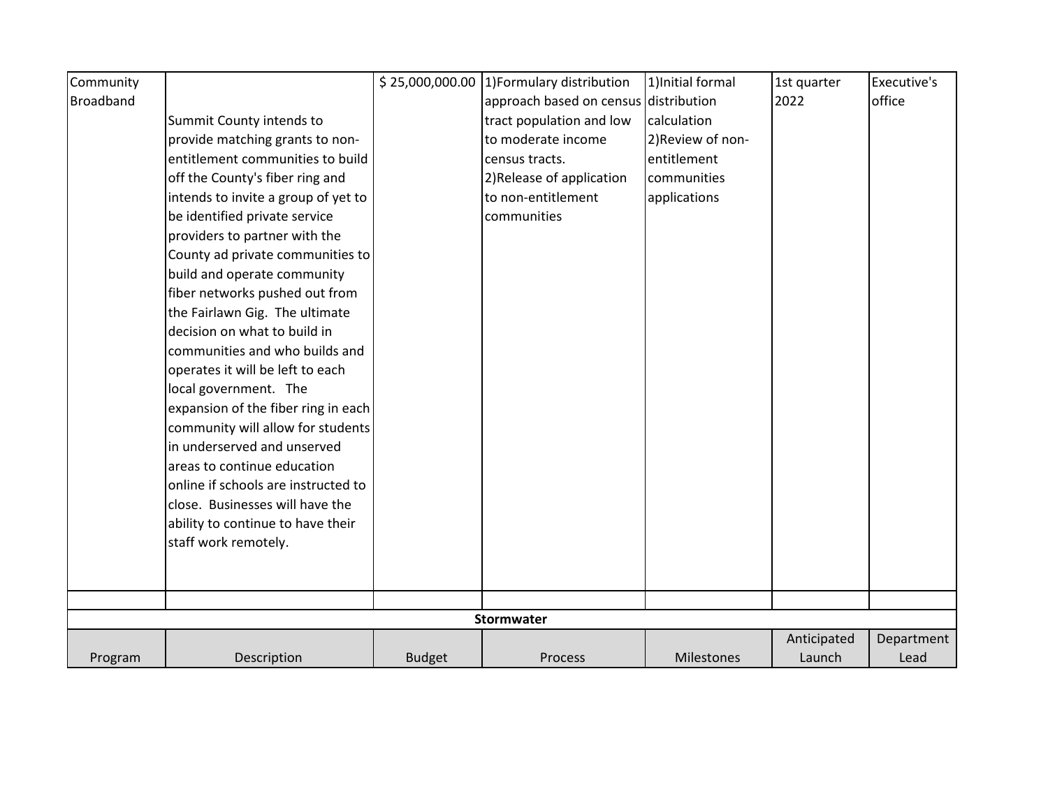| Community Broadband | Summit County intends to provide matching grants to non-entitlement communities to build off the County's fiber ring and intends to invite a group of yet to be identified private service providers to partner with the County ad private communities to build and operate community fiber networks pushed out from the Fairlawn Gig. The ultimate decision on what to build in communities and who builds and operates it will be left to each local government. The expansion of the fiber ring in each community will allow for students in underserved and unserved areas to continue education online if schools are instructed to close. Businesses will have the ability to continue to have their staff work remotely. | $ 25,000,000.00 | 1)Formulary distribution approach based on census tract population and low to moderate income census tracts. 2)Release of application to non-entitlement communities | 1)Initial formal distribution calculation 2)Review of non-entitlement communities applications | 1st quarter 2022 | Executive's office |
|---|---|---|---|---|---|---|
| | | | | | | |
| **Stormwater** | | | | | | |
| Program | Description | Budget | Process | Milestones | Anticipated Launch | Department Lead |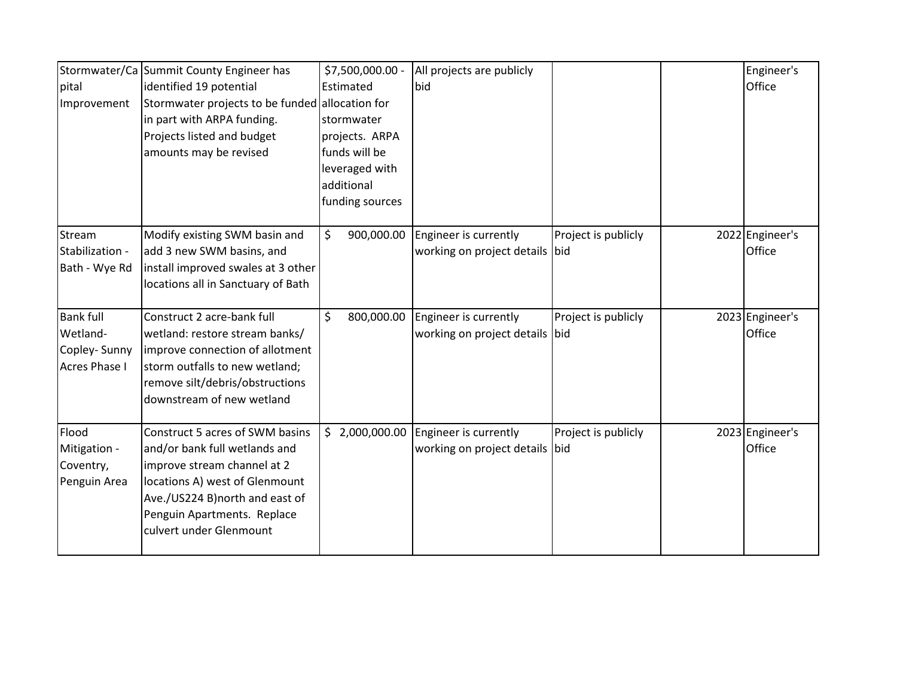| | | | | | | | |
|---|---|---|---|---|---|---|---|
| Stormwater/Capital Improvement | Summit County Engineer has identified 19 potential Stormwater projects to be funded in part with ARPA funding. Projects listed and budget amounts may be revised | $7,500,000.00 - Estimated allocation for stormwater projects. ARPA funds will be leveraged with additional funding sources | All projects are publicly bid | | | Engineer's Office |
| Stream Stabilization - Bath - Wye Rd | Modify existing SWM basin and add 3 new SWM basins, and install improved swales at 3 other locations all in Sanctuary of Bath | $ 900,000.00 | Engineer is currently working on project details | Project is publicly bid | 2022 | Engineer's Office |
| Bank full Wetland- Copley- Sunny Acres Phase I | Construct 2 acre-bank full wetland: restore stream banks/ improve connection of allotment storm outfalls to new wetland; remove silt/debris/obstructions downstream of new wetland | $ 800,000.00 | Engineer is currently working on project details | Project is publicly bid | 2023 | Engineer's Office |
| Flood Mitigation - Coventry, Penguin Area | Construct 5 acres of SWM basins and/or bank full wetlands and improve stream channel at 2 locations A) west of Glenmount Ave./US224 B)north and east of Penguin Apartments. Replace culvert under Glenmount | $ 2,000,000.00 | Engineer is currently working on project details | Project is publicly bid | 2023 | Engineer's Office |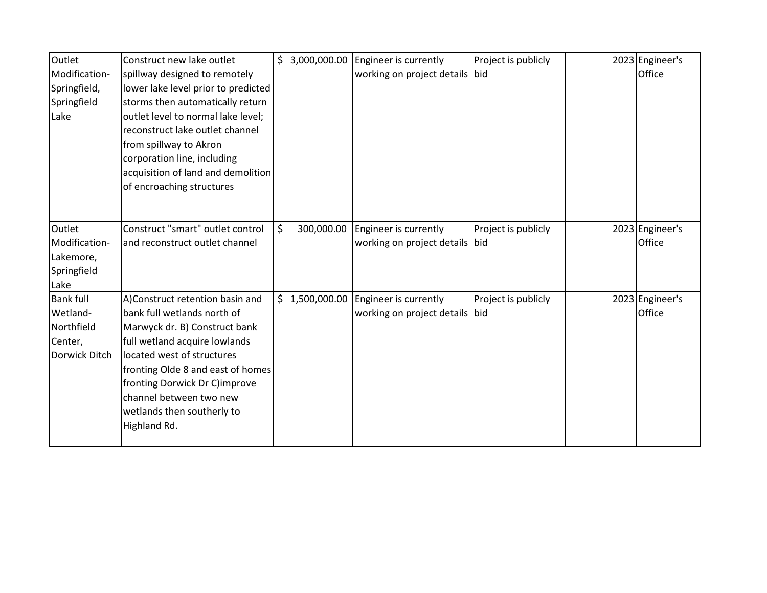| | | | | | | |
|---|---|---|---|---|---|---|
| Outlet Modification-Springfield, Springfield Lake | Construct new lake outlet spillway designed to remotely lower lake level prior to predicted storms then automatically return outlet level to normal lake level; reconstruct lake outlet channel from spillway to Akron corporation line, including acquisition of land and demolition of encroaching structures | $ 3,000,000.00 | Engineer is currently working on project details | Project is publicly bid | 2023 | Engineer's Office |
| Outlet Modification-Lakemore, Springfield Lake | Construct "smart" outlet control and reconstruct outlet channel | $ 300,000.00 | Engineer is currently working on project details | Project is publicly bid | 2023 | Engineer's Office |
| Bank full Wetland-Northfield Center, Dorwick Ditch | A)Construct retention basin and bank full wetlands north of Marwyck dr. B) Construct bank full wetland acquire lowlands located west of structures fronting Olde 8 and east of homes fronting Dorwick Dr C)improve channel between two new wetlands then southerly to Highland Rd. | $ 1,500,000.00 | Engineer is currently working on project details | Project is publicly bid | 2023 | Engineer's Office |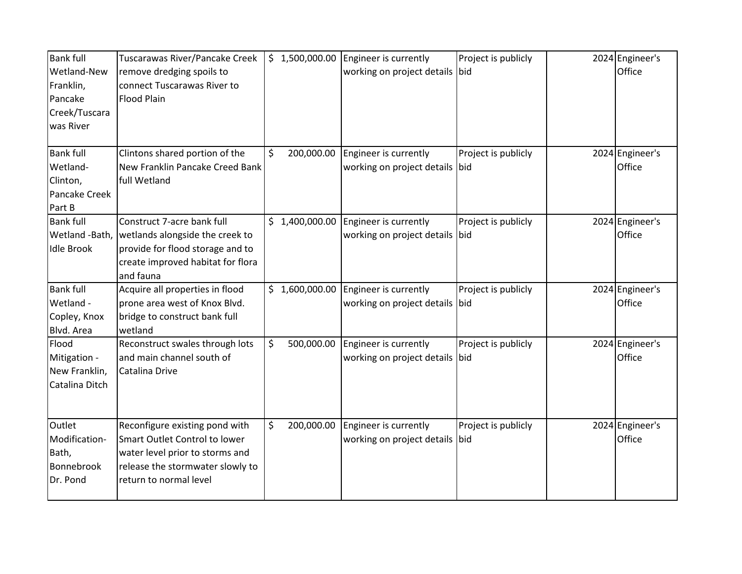| | | | | | | |
|---|---|---|---|---|---|---|
| Bank full Wetland-New Franklin, Pancake Creek/Tuscarawas River | Tuscarawas River/Pancake Creek remove dredging spoils to connect Tuscarawas River to Flood Plain | $ 1,500,000.00 | Engineer is currently working on project details | Project is publicly bid | 2024 | Engineer's Office |
| Bank full Wetland-Clinton, Pancake Creek Part B | Clintons shared portion of the New Franklin Pancake Creed Bank full Wetland | $ 200,000.00 | Engineer is currently working on project details | Project is publicly bid | 2024 | Engineer's Office |
| Bank full Wetland -Bath, Idle Brook | Construct 7-acre bank full wetlands alongside the creek to provide for flood storage and to create improved habitat for flora and fauna | $ 1,400,000.00 | Engineer is currently working on project details | Project is publicly bid | 2024 | Engineer's Office |
| Bank full Wetland - Copley, Knox Blvd. Area | Acquire all properties in flood prone area west of Knox Blvd. bridge to construct bank full wetland | $ 1,600,000.00 | Engineer is currently working on project details | Project is publicly bid | 2024 | Engineer's Office |
| Flood Mitigation - New Franklin, Catalina Ditch | Reconstruct swales through lots and main channel south of Catalina Drive | $ 500,000.00 | Engineer is currently working on project details | Project is publicly bid | 2024 | Engineer's Office |
| Outlet Modification-Bath, Bonnebrook Dr. Pond | Reconfigure existing pond with Smart Outlet Control to lower water level prior to storms and release the stormwater slowly to return to normal level | $ 200,000.00 | Engineer is currently working on project details | Project is publicly bid | 2024 | Engineer's Office |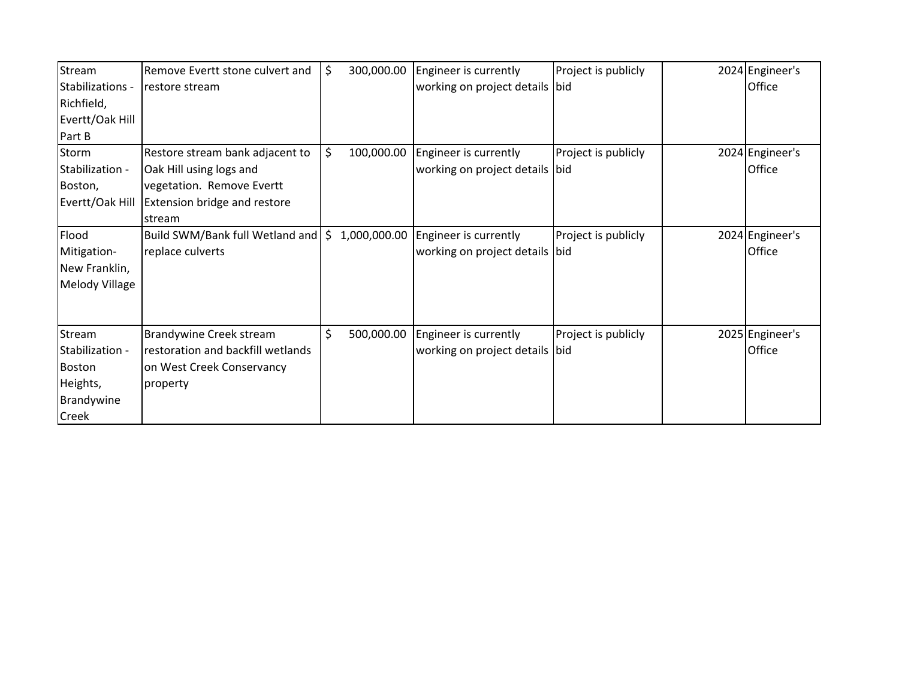| | | | | | | |
|---|---|---|---|---|---|---|
| Stream Stabilizations - Richfield, Evertt/Oak Hill Part B | Remove Evertt stone culvert and restore stream | $ 300,000.00 | Engineer is currently working on project details | Project is publicly bid | 2024 | Engineer's Office |
| Storm Stabilization - Boston, Evertt/Oak Hill | Restore stream bank adjacent to Oak Hill using logs and vegetation. Remove Evertt Extension bridge and restore stream | $ 100,000.00 | Engineer is currently working on project details | Project is publicly bid | 2024 | Engineer's Office |
| Flood Mitigation- New Franklin, Melody Village | Build SWM/Bank full Wetland and replace culverts | $ 1,000,000.00 | Engineer is currently working on project details | Project is publicly bid | 2024 | Engineer's Office |
| Stream Stabilization - Boston Heights, Brandywine Creek | Brandywine Creek stream restoration and backfill wetlands on West Creek Conservancy property | $ 500,000.00 | Engineer is currently working on project details | Project is publicly bid | 2025 | Engineer's Office |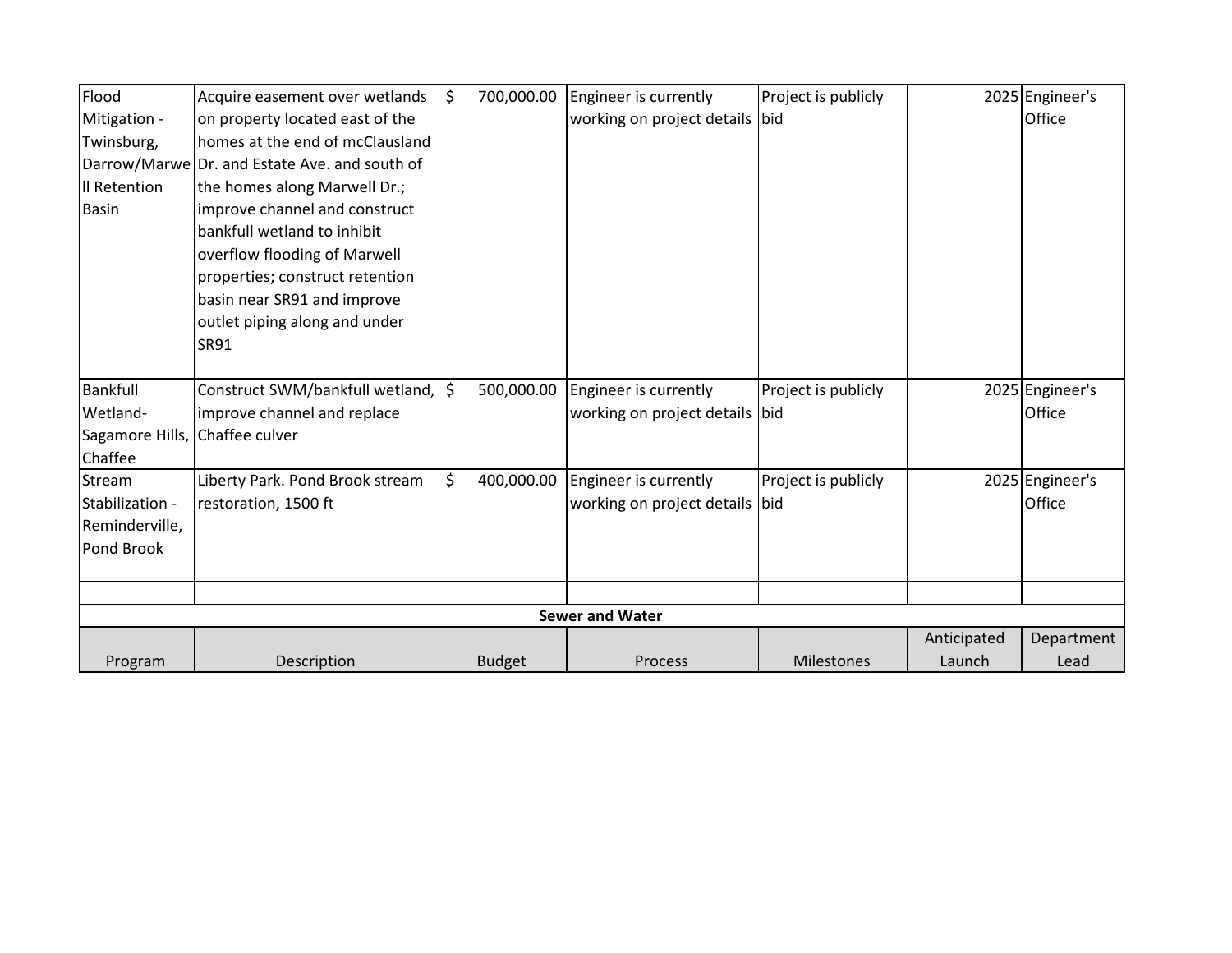| | | | | | | |
|---|---|---|---|---|---|---|
| Flood Mitigation - Twinsburg, Darrow/Marwell Retention Basin | Acquire easement over wetlands on property located east of the homes at the end of mcClausland Dr. and Estate Ave. and south of the homes along Marwell Dr.; improve channel and construct bankfull wetland to inhibit overflow flooding of Marwell properties; construct retention basin near SR91 and improve outlet piping along and under SR91 | $ 700,000.00 | Engineer is currently working on project details | Project is publicly bid | 2025 | Engineer's Office |
| Bankfull Wetland- Sagamore Hills, Chaffee | Construct SWM/bankfull wetland, improve channel and replace Chaffee culver | $ 500,000.00 | Engineer is currently working on project details | Project is publicly bid | 2025 | Engineer's Office |
| Stream Stabilization - Reminderville, Pond Brook | Liberty Park. Pond Brook stream restoration, 1500 ft | $ 400,000.00 | Engineer is currently working on project details | Project is publicly bid | 2025 | Engineer's Office |
| | | | | | | |

**Sewer and Water**

| Program | Description | Budget | Process | Milestones | Anticipated Launch | Department Lead |
|---|---|---|---|---|---|---|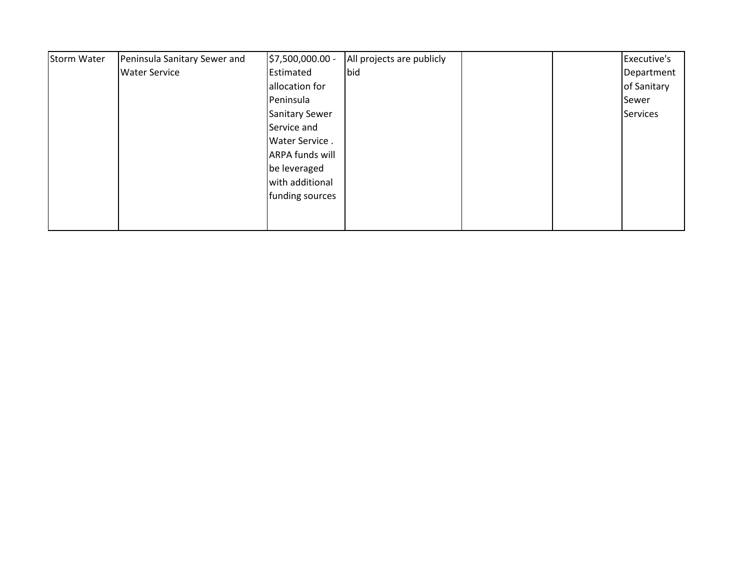| | | | | | | |
|---|---|---|---|---|---|---|
| Storm Water | Peninsula Sanitary Sewer and Water Service | $7,500,000.00 - Estimated allocation for Peninsula Sanitary Sewer Service and Water Service . ARPA funds will be leveraged with additional funding sources | All projects are publicly bid | | | Executive's Department of Sanitary Sewer Services |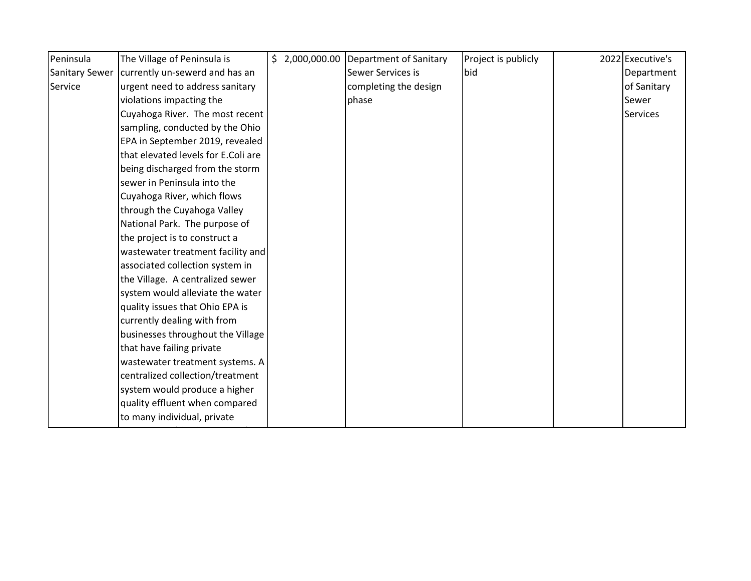| Peninsula Sanitary Sewer Service | The Village of Peninsula is currently un-sewerd and has an urgent need to address sanitary violations impacting the Cuyahoga River. The most recent sampling, conducted by the Ohio EPA in September 2019, revealed that elevated levels for E.Coli are being discharged from the storm sewer in Peninsula into the Cuyahoga River, which flows through the Cuyahoga Valley National Park. The purpose of the project is to construct a wastewater treatment facility and associated collection system in the Village. A centralized sewer system would alleviate the water quality issues that Ohio EPA is currently dealing with from businesses throughout the Village that have failing private wastewater treatment systems. A centralized collection/treatment system would produce a higher quality effluent when compared to many individual, private | $ 2,000,000.00 | Department of Sanitary Sewer Services is completing the design phase | Project is publicly bid | 2022 | Executive's Department of Sanitary Sewer Services |
|---|---|---|---|---|---|---|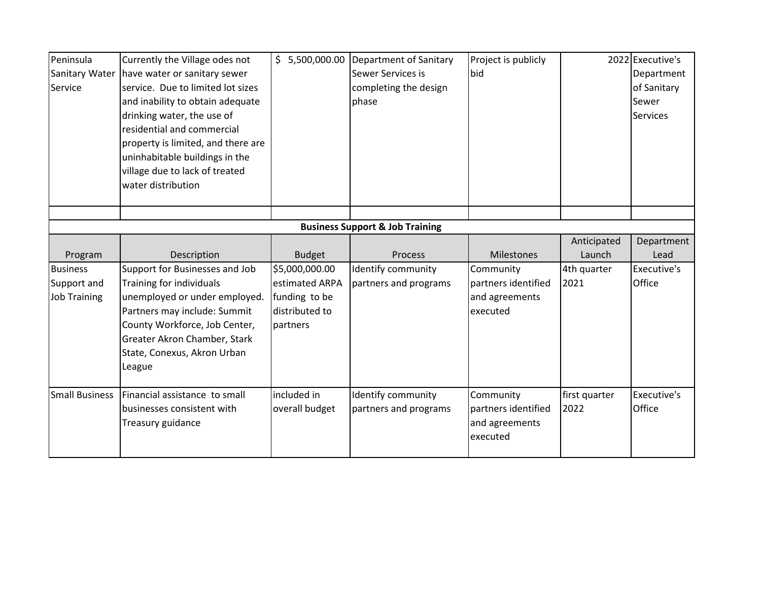| | | | | | | |
|---|---|---|---|---|---|---|
| Peninsula Sanitary Water Service | Currently the Village odes not have water or sanitary sewer service. Due to limited lot sizes and inability to obtain adequate drinking water, the use of residential and commercial property is limited, and there are uninhabitable buildings in the village due to lack of treated water distribution | $ 5,500,000.00 | Department of Sanitary Sewer Services is completing the design phase | Project is publicly bid | 2022 | Executive's Department of Sanitary Sewer Services |
| | | | | | | |

**Business Support & Job Training**

| Program | Description | Budget | Process | Milestones | Anticipated Launch | Department Lead |
|---|---|---|---|---|---|---|
| Business Support and Job Training | Support for Businesses and Job Training for individuals unemployed or under employed. Partners may include: Summit County Workforce, Job Center, Greater Akron Chamber, Stark State, Conexus, Akron Urban League | $5,000,000.00 estimated ARPA funding to be distributed to partners | Identify community partners and programs | Community partners identified and agreements executed | 4th quarter 2021 | Executive's Office |
| Small Business | Financial assistance to small businesses consistent with Treasury guidance | included in overall budget | Identify community partners and programs | Community partners identified and agreements executed | first quarter 2022 | Executive's Office |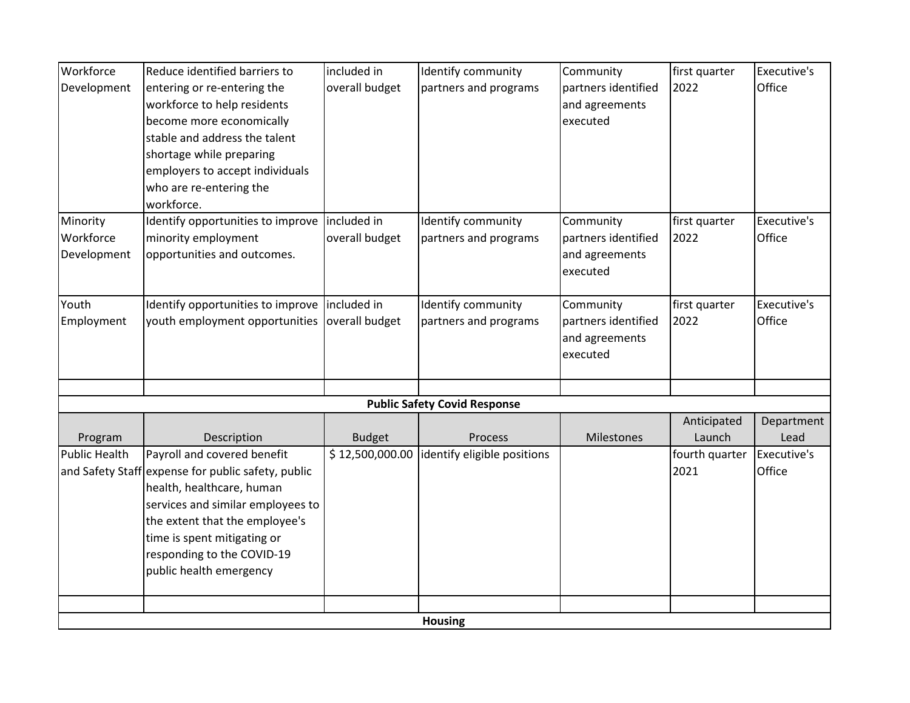| Program | Description | Budget | Process | Milestones | Anticipated Launch | Department Lead |
|---|---|---|---|---|---|---|
| Workforce Development | Reduce identified barriers to entering or re-entering the workforce to help residents become more economically stable and address the talent shortage while preparing employers to accept individuals who are re-entering the workforce. | included in overall budget | Identify community partners and programs | Community partners identified and agreements executed | first quarter 2022 | Executive's Office |
| Minority Workforce Development | Identify opportunities to improve minority employment opportunities and outcomes. | included in overall budget | Identify community partners and programs | Community partners identified and agreements executed | first quarter 2022 | Executive's Office |
| Youth Employment | Identify opportunities to improve youth employment opportunities | included in overall budget | Identify community partners and programs | Community partners identified and agreements executed | first quarter 2022 | Executive's Office |

**Public Safety Covid Response**

| Program | Description | Budget | Process | Milestones | Anticipated Launch | Department Lead |
|---|---|---|---|---|---|---|
| Public Health and Safety Staff | Payroll and covered benefit expense for public safety, public health, healthcare, human services and similar employees to the extent that the employee's time is spent mitigating or responding to the COVID-19 public health emergency | $ 12,500,000.00 | identify eligible positions | | fourth quarter 2021 | Executive's Office |

**Housing**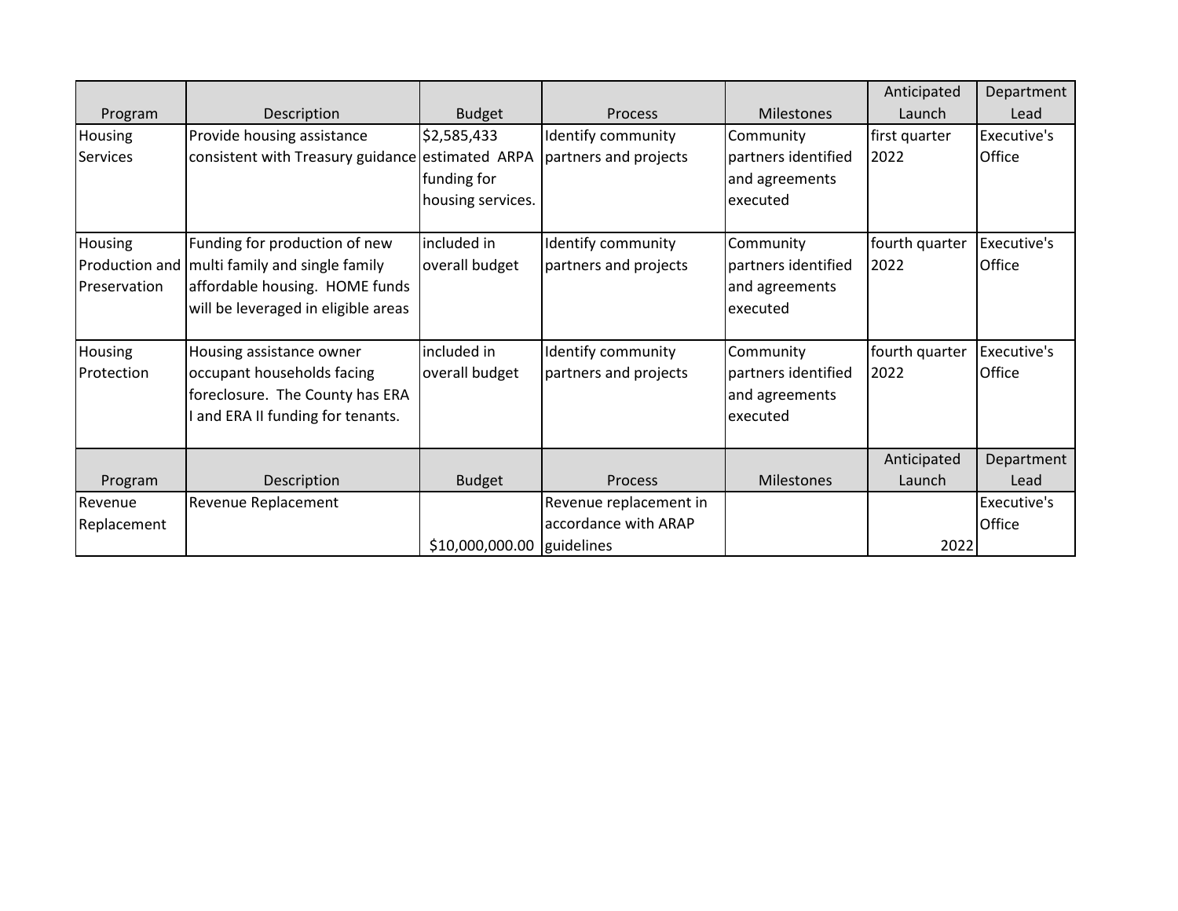| Program | Description | Budget | Process | Milestones | Anticipated Launch | Department Lead |
|---|---|---|---|---|---|---|
| Housing Services | Provide housing assistance consistent with Treasury guidance | $2,585,433 estimated ARPA funding for housing services. | Identify community partners and projects | Community partners identified and agreements executed | first quarter 2022 | Executive's Office |
| Housing Production and Preservation | Funding for production of new multi family and single family affordable housing. HOME funds will be leveraged in eligible areas | included in overall budget | Identify community partners and projects | Community partners identified and agreements executed | fourth quarter 2022 | Executive's Office |
| Housing Protection | Housing assistance owner occupant households facing foreclosure. The County has ERA I and ERA II funding for tenants. | included in overall budget | Identify community partners and projects | Community partners identified and agreements executed | fourth quarter 2022 | Executive's Office |

| Program | Description | Budget | Process | Milestones | Anticipated Launch | Department Lead |
|---|---|---|---|---|---|---|
| Revenue Replacement | Revenue Replacement | $10,000,000.00 | Revenue replacement in accordance with ARAP guidelines | | 2022 | Executive's Office |